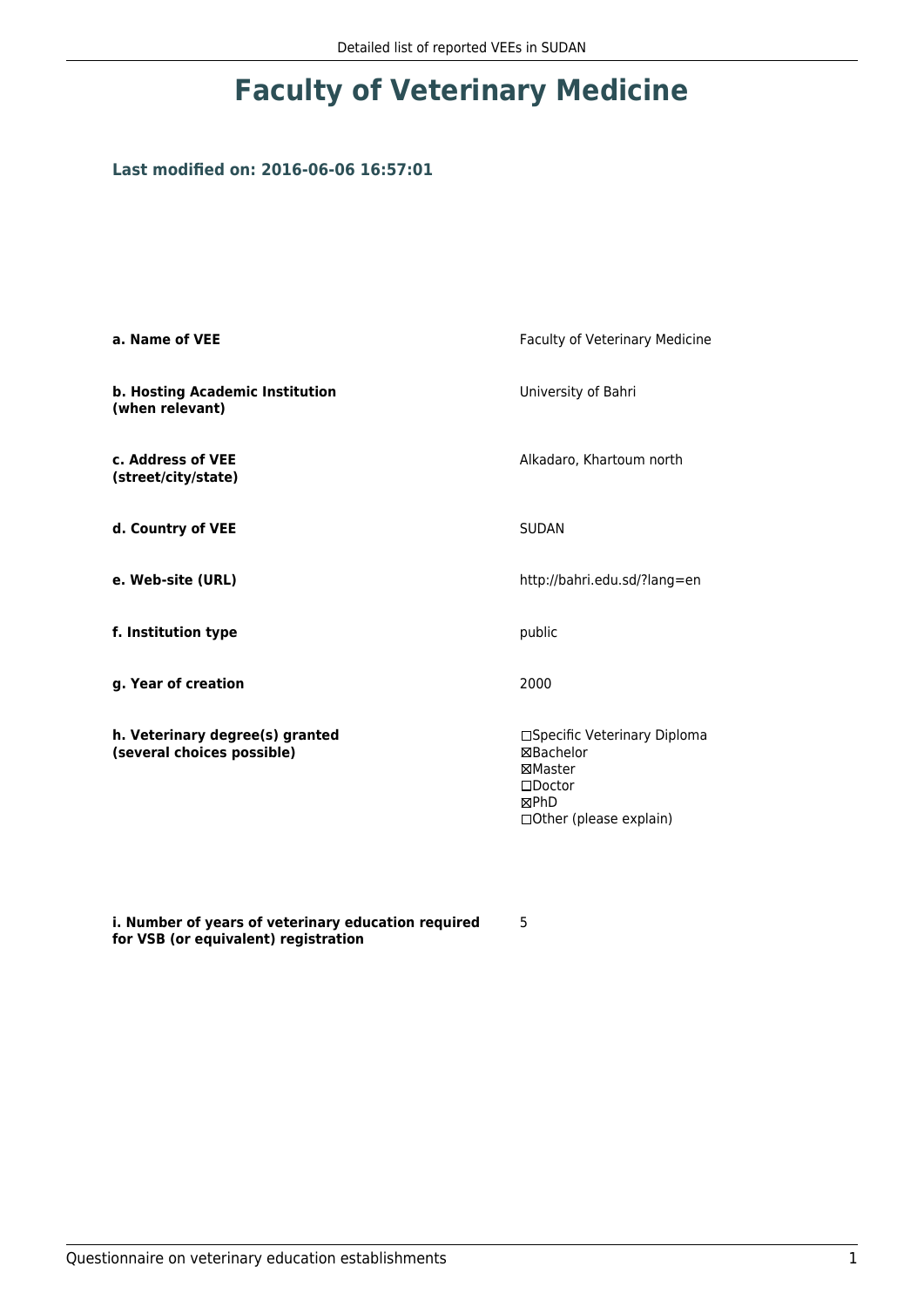# Faculty of Veterinary Medicine

### Last modified on: 2016-06-06 16:57:01

| | |
|---|---|
| **a. Name of VEE** | Faculty of Veterinary Medicine |
| **b. Hosting Academic Institution (when relevant)** | University of Bahri |
| **c. Address of VEE (street/city/state)** | Alkadaro, Khartoum north |
| **d. Country of VEE** | SUDAN |
| **e. Web-site (URL)** | http://bahri.edu.sd/?lang=en |
| **f. Institution type** | public |
| **g. Year of creation** | 2000 |
| **h. Veterinary degree(s) granted (several choices possible)** | ☐Specific Veterinary Diploma<br>☒Bachelor<br>☒Master<br>☐Doctor<br>☒PhD<br>☐Other (please explain) |
| **i. Number of years of veterinary education required for VSB (or equivalent) registration** | 5 |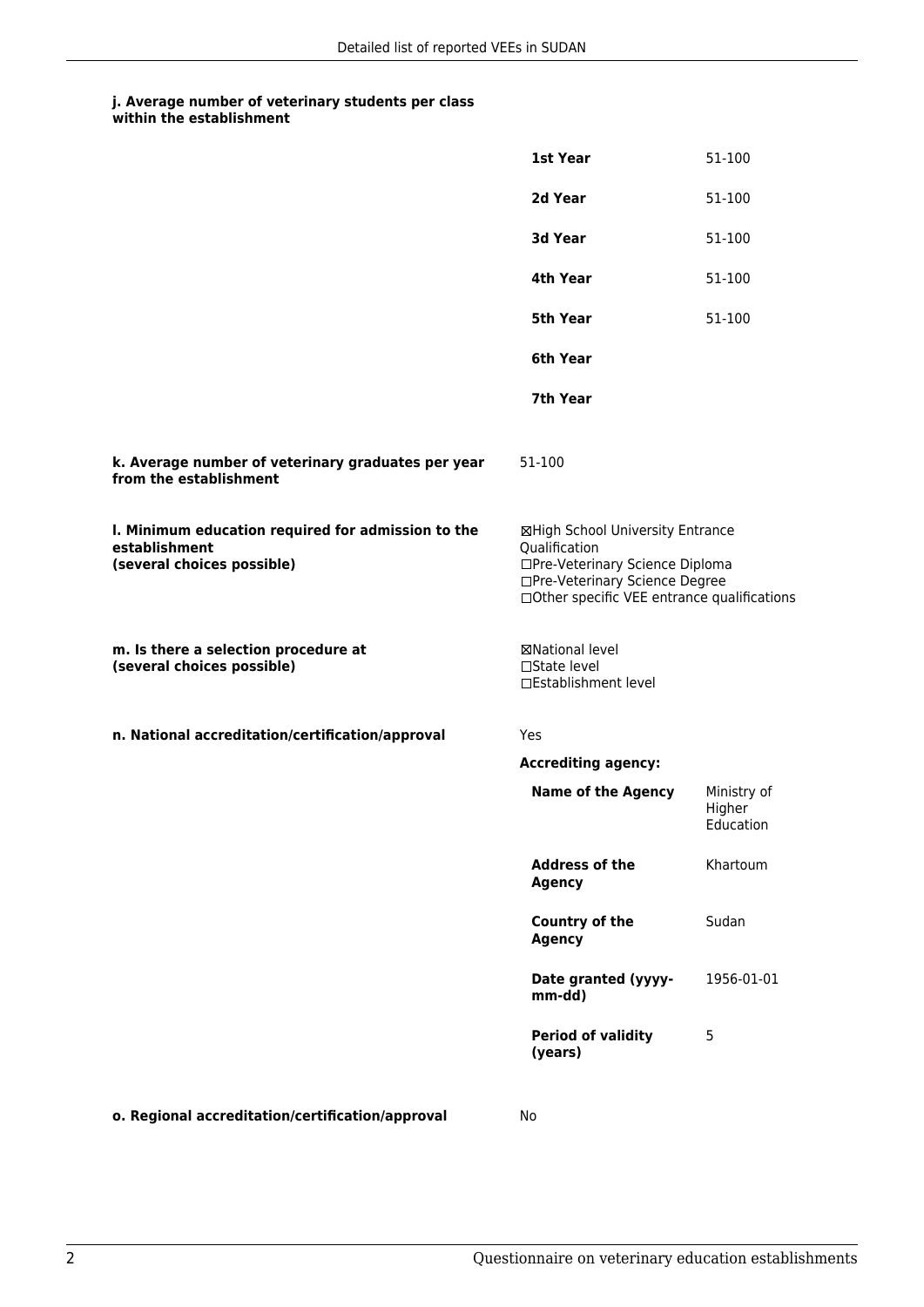**j. Average number of veterinary students per class within the establishment**

| | |
|---|---|
| **1st Year** | 51-100 |
| **2d Year** | 51-100 |
| **3d Year** | 51-100 |
| **4th Year** | 51-100 |
| **5th Year** | 51-100 |
| **6th Year** | |
| **7th Year** | |

**k. Average number of veterinary graduates per year from the establishment**

51-100

**l. Minimum education required for admission to the establishment (several choices possible)**

☒High School University Entrance Qualification
☐Pre-Veterinary Science Diploma
☐Pre-Veterinary Science Degree
☐Other specific VEE entrance qualifications

**m. Is there a selection procedure at (several choices possible)**

☒National level
☐State level
☐Establishment level

**n. National accreditation/certification/approval**

Yes

**Accrediting agency:**

| | |
|---|---|
| **Name of the Agency** | Ministry of Higher Education |
| **Address of the Agency** | Khartoum |
| **Country of the Agency** | Sudan |
| **Date granted (yyyy-mm-dd)** | 1956-01-01 |
| **Period of validity (years)** | 5 |

**o. Regional accreditation/certification/approval**

No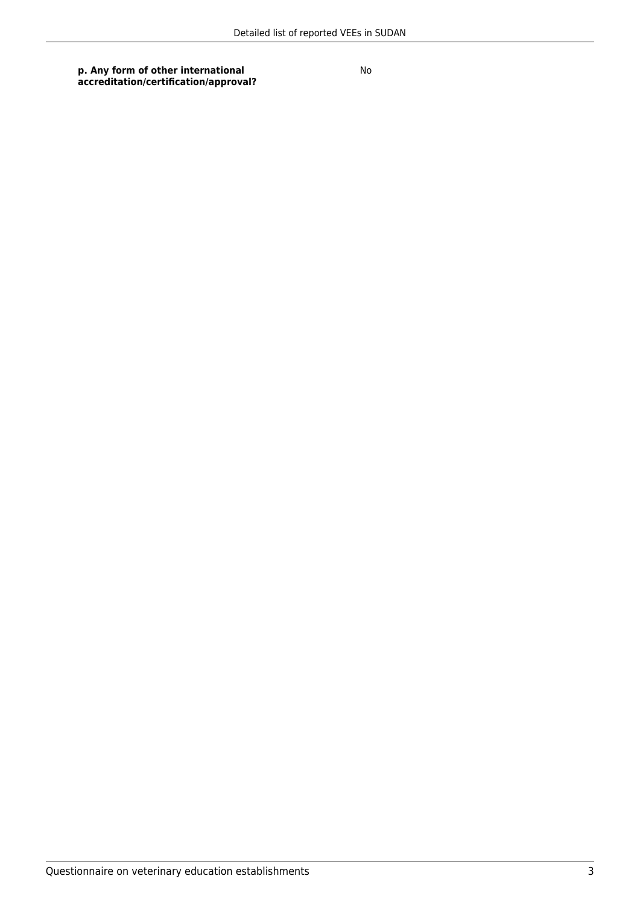| | |
|---|---|
| **p. Any form of other international accreditation/certification/approval?** | No |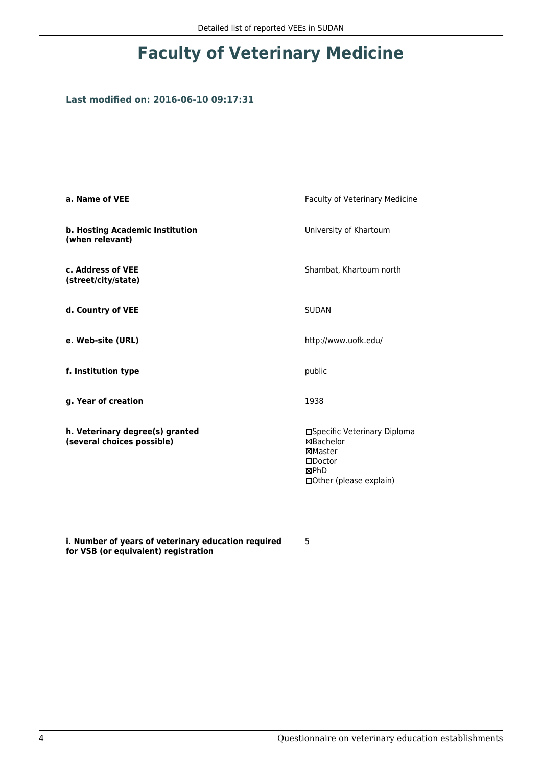# Faculty of Veterinary Medicine

**Last modified on: 2016-06-10 09:17:31**

| | |
|---|---|
| **a. Name of VEE** | Faculty of Veterinary Medicine |
| **b. Hosting Academic Institution (when relevant)** | University of Khartoum |
| **c. Address of VEE (street/city/state)** | Shambat, Khartoum north |
| **d. Country of VEE** | SUDAN |
| **e. Web-site (URL)** | http://www.uofk.edu/ |
| **f. Institution type** | public |
| **g. Year of creation** | 1938 |
| **h. Veterinary degree(s) granted (several choices possible)** | ☐Specific Veterinary Diploma<br>☒Bachelor<br>☒Master<br>☐Doctor<br>☒PhD<br>☐Other (please explain) |
| **i. Number of years of veterinary education required for VSB (or equivalent) registration** | 5 |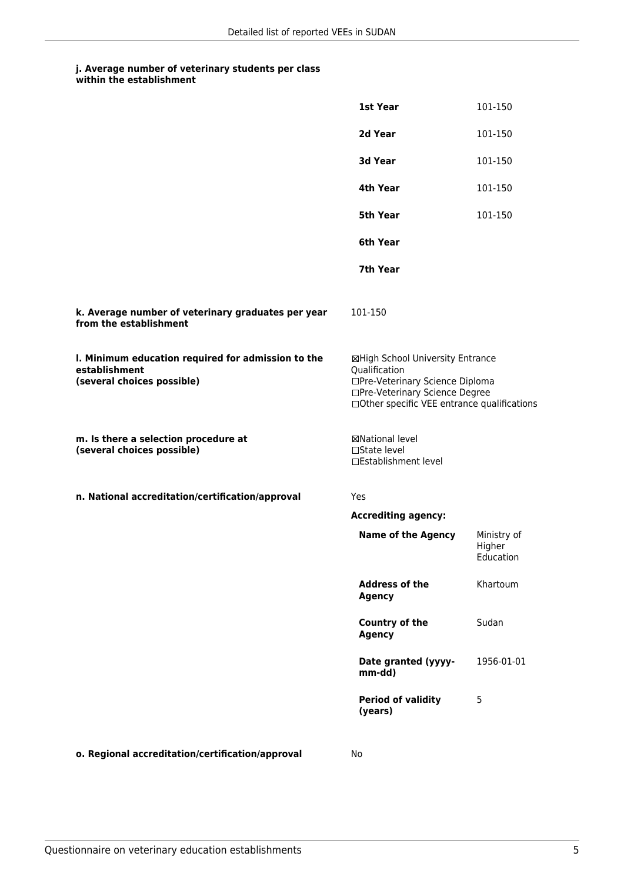**j. Average number of veterinary students per class within the establishment**

| | |
|---|---|
| **1st Year** | 101-150 |
| **2d Year** | 101-150 |
| **3d Year** | 101-150 |
| **4th Year** | 101-150 |
| **5th Year** | 101-150 |
| **6th Year** | |
| **7th Year** | |

**k. Average number of veterinary graduates per year from the establishment**

101-150

**l. Minimum education required for admission to the establishment (several choices possible)**

☒High School University Entrance Qualification
☐Pre-Veterinary Science Diploma
☐Pre-Veterinary Science Degree
☐Other specific VEE entrance qualifications

**m. Is there a selection procedure at (several choices possible)**

☒National level
☐State level
☐Establishment level

**n. National accreditation/certification/approval**

Yes

**Accrediting agency:**

| | |
|---|---|
| **Name of the Agency** | Ministry of Higher Education |
| **Address of the Agency** | Khartoum |
| **Country of the Agency** | Sudan |
| **Date granted (yyyy-mm-dd)** | 1956-01-01 |
| **Period of validity (years)** | 5 |

**o. Regional accreditation/certification/approval**

No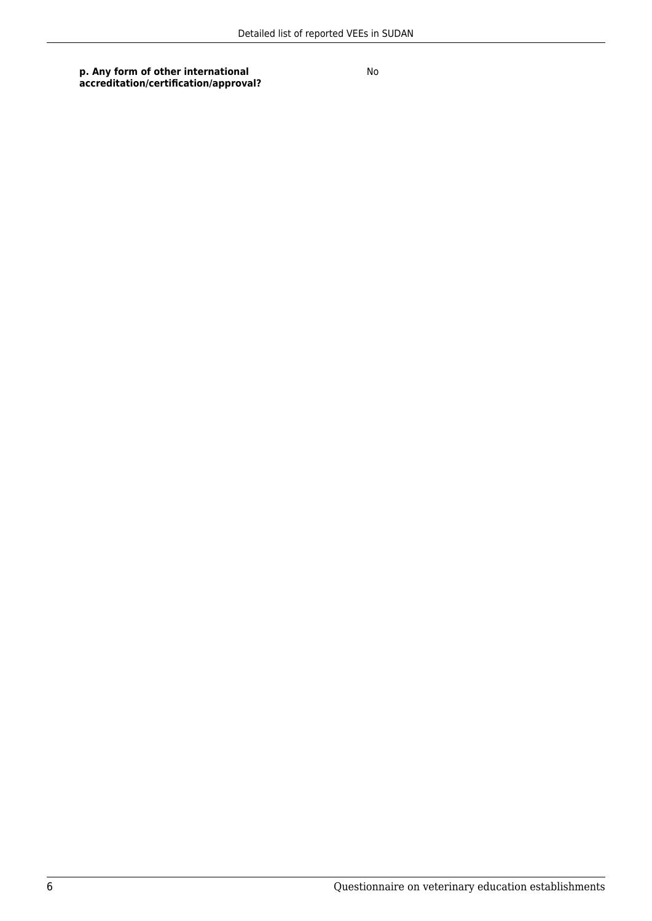| | |
|---|---|
| **p. Any form of other international accreditation/certification/approval?** | No |